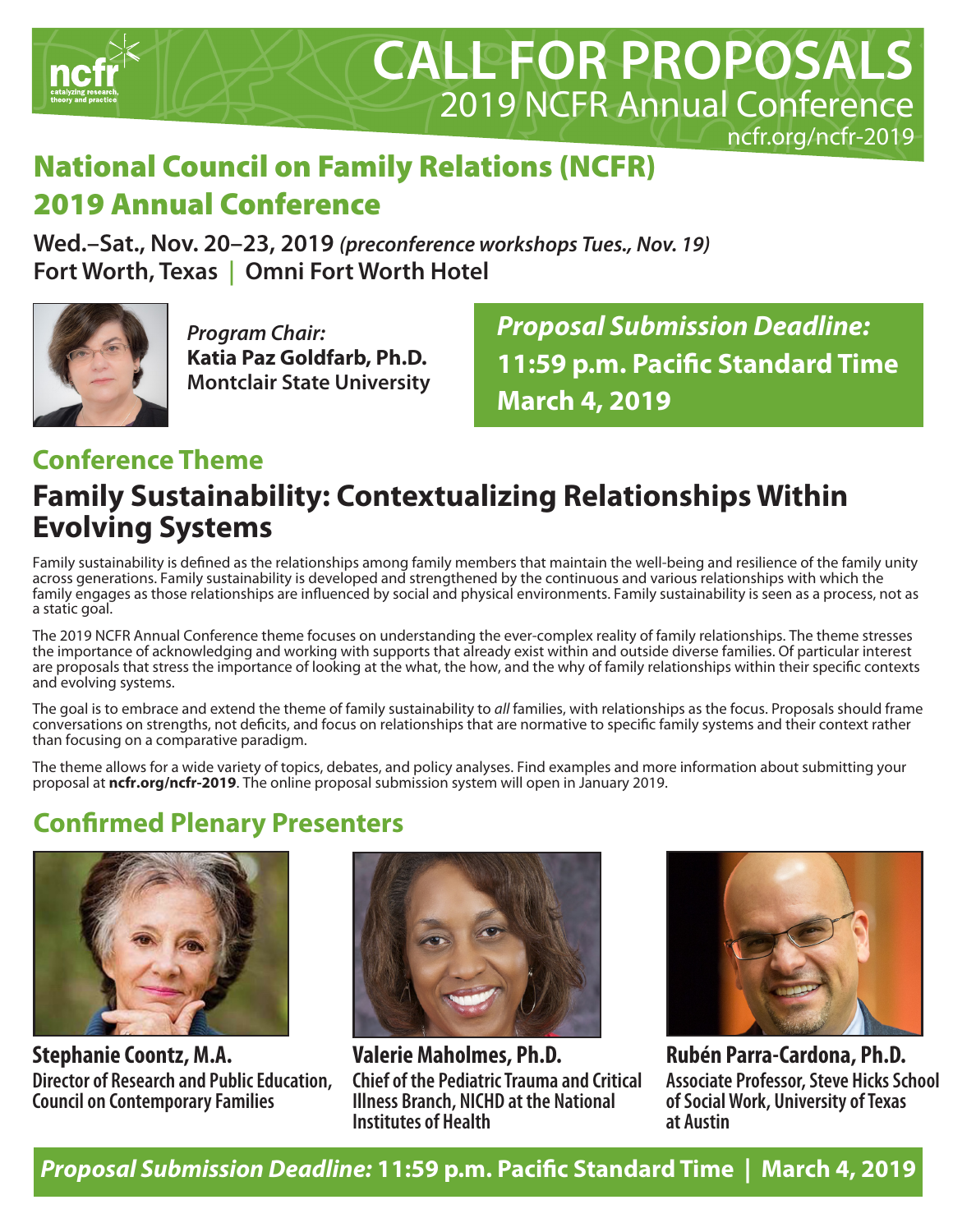ncfr
catalyzing research, theory and practice

# CALL FOR PROPOSALS

2019 NCFR Annual Conference

ncfr.org/ncfr-2019

## National Council on Family Relations (NCFR) 2019 Annual Conference

**Wed.–Sat., Nov. 20–23, 2019** ***(preconference workshops Tues., Nov. 19)***

**Fort Worth, Texas | Omni Fort Worth Hotel**

*Program Chair:*
**Katia Paz Goldfarb, Ph.D.**
**Montclair State University**

***Proposal Submission Deadline:***
**11:59 p.m. Pacific Standard Time**
**March 4, 2019**

## Conference Theme

## Family Sustainability: Contextualizing Relationships Within Evolving Systems

Family sustainability is defined as the relationships among family members that maintain the well-being and resilience of the family unity across generations. Family sustainability is developed and strengthened by the continuous and various relationships with which the family engages as those relationships are influenced by social and physical environments. Family sustainability is seen as a process, not as a static goal.

The 2019 NCFR Annual Conference theme focuses on understanding the ever-complex reality of family relationships. The theme stresses the importance of acknowledging and working with supports that already exist within and outside diverse families. Of particular interest are proposals that stress the importance of looking at the what, the how, and the why of family relationships within their specific contexts and evolving systems.

The goal is to embrace and extend the theme of family sustainability to *all* families, with relationships as the focus. Proposals should frame conversations on strengths, not deficits, and focus on relationships that are normative to specific family systems and their context rather than focusing on a comparative paradigm.

The theme allows for a wide variety of topics, debates, and policy analyses. Find examples and more information about submitting your proposal at **ncfr.org/ncfr-2019**. The online proposal submission system will open in January 2019.

## Confirmed Plenary Presenters

**Stephanie Coontz, M.A.**
**Director of Research and Public Education, Council on Contemporary Families**

**Valerie Maholmes, Ph.D.**
**Chief of the Pediatric Trauma and Critical Illness Branch, NICHD at the National Institutes of Health**

**Rubén Parra-Cardona, Ph.D.**
**Associate Professor, Steve Hicks School of Social Work, University of Texas at Austin**

***Proposal Submission Deadline:*** **11:59 p.m. Pacific Standard Time | March 4, 2019**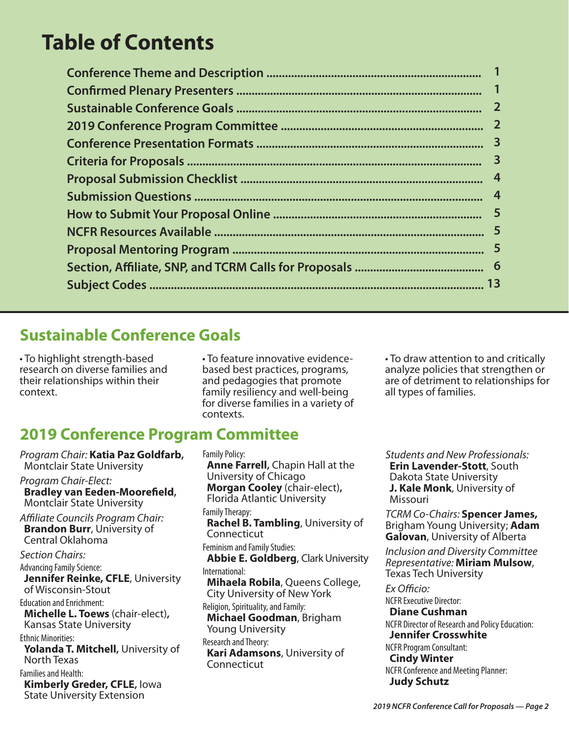# Table of Contents

| | |
|---|---|
| Conference Theme and Description | 1 |
| Confirmed Plenary Presenters | 1 |
| Sustainable Conference Goals | 2 |
| 2019 Conference Program Committee | 2 |
| Conference Presentation Formats | 3 |
| Criteria for Proposals | 3 |
| Proposal Submission Checklist | 4 |
| Submission Questions | 4 |
| How to Submit Your Proposal Online | 5 |
| NCFR Resources Available | 5 |
| Proposal Mentoring Program | 5 |
| Section, Affiliate, SNP, and TCRM Calls for Proposals | 6 |
| Subject Codes | 13 |

## Sustainable Conference Goals

- To highlight strength-based research on diverse families and their relationships within their context.
- To feature innovative evidence-based best practices, programs, and pedagogies that promote family resiliency and well-being for diverse families in a variety of contexts.
- To draw attention to and critically analyze policies that strengthen or are of detriment to relationships for all types of families.

## 2019 Conference Program Committee

*Program Chair:* **Katia Paz Goldfarb,** Montclair State University

*Program Chair-Elect:* **Bradley van Eeden-Moorefield,** Montclair State University

*Affiliate Councils Program Chair:* **Brandon Burr**, University of Central Oklahoma

*Section Chairs:*

Advancing Family Science:
**Jennifer Reinke, CFLE**, University of Wisconsin-Stout

Education and Enrichment:
**Michelle L. Toews** (chair-elect)**,** Kansas State University

Ethnic Minorities:
**Yolanda T. Mitchell,** University of North Texas

Families and Health:
**Kimberly Greder, CFLE,** Iowa State University Extension

Family Policy:
**Anne Farrell,** Chapin Hall at the University of Chicago
**Morgan Cooley** (chair-elect)**,** Florida Atlantic University

Family Therapy:
**Rachel B. Tambling**, University of Connecticut

Feminism and Family Studies:
**Abbie E. Goldberg**, Clark University

International:
**Mihaela Robila**, Queens College, City University of New York

Religion, Spirituality, and Family:
**Michael Goodman**, Brigham Young University

Research and Theory:
**Kari Adamsons**, University of Connecticut

*Students and New Professionals:*
**Erin Lavender-Stott**, South Dakota State University
**J. Kale Monk**, University of Missouri

*TCRM Co-Chairs:* **Spencer James,** Brigham Young University; **Adam Galovan**, University of Alberta

*Inclusion and Diversity Committee Representative:* **Miriam Mulsow**, Texas Tech University

*Ex Officio:*

NCFR Executive Director:
**Diane Cushman**

NCFR Director of Research and Policy Education:
**Jennifer Crosswhite**

NCFR Program Consultant:
**Cindy Winter**

NCFR Conference and Meeting Planner:
**Judy Schutz**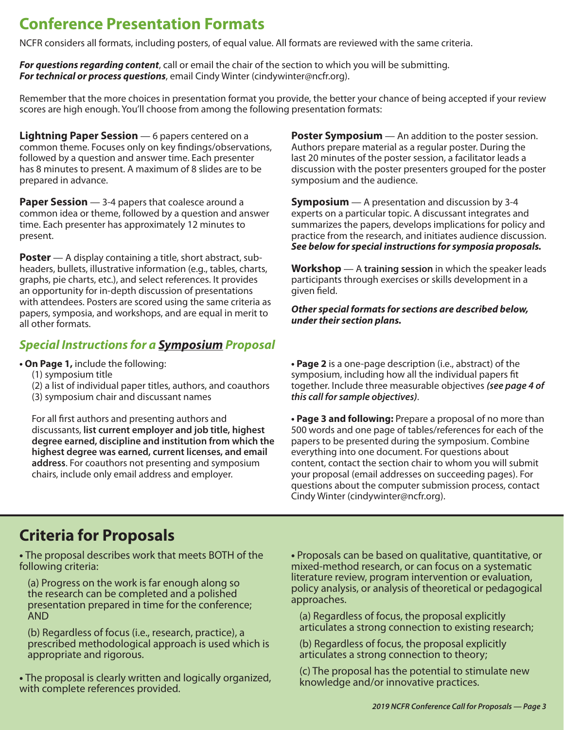# Conference Presentation Formats

NCFR considers all formats, including posters, of equal value. All formats are reviewed with the same criteria.

***For questions regarding content***, call or email the chair of the section to which you will be submitting.
***For technical or process questions***, email Cindy Winter (cindywinter@ncfr.org).

Remember that the more choices in presentation format you provide, the better your chance of being accepted if your review scores are high enough. You'll choose from among the following presentation formats:

**Lightning Paper Session** — 6 papers centered on a common theme. Focuses only on key findings/observations, followed by a question and answer time. Each presenter has 8 minutes to present. A maximum of 8 slides are to be prepared in advance.

**Paper Session** — 3-4 papers that coalesce around a common idea or theme, followed by a question and answer time. Each presenter has approximately 12 minutes to present.

**Poster** — A display containing a title, short abstract, sub-headers, bullets, illustrative information (e.g., tables, charts, graphs, pie charts, etc.), and select references. It provides an opportunity for in-depth discussion of presentations with attendees. Posters are scored using the same criteria as papers, symposia, and workshops, and are equal in merit to all other formats.

**Poster Symposium** — An addition to the poster session. Authors prepare material as a regular poster. During the last 20 minutes of the poster session, a facilitator leads a discussion with the poster presenters grouped for the poster symposium and the audience.

**Symposium** — A presentation and discussion by 3-4 experts on a particular topic. A discussant integrates and summarizes the papers, develops implications for policy and practice from the research, and initiates audience discussion. ***See below for special instructions for symposia proposals.***

**Workshop** — A **training session** in which the speaker leads participants through exercises or skills development in a given field.

***Other special formats for sections are described below, under their section plans.***

## *Special Instructions for a Symposium Proposal*

- **On Page 1,** include the following:
  (1) symposium title
  (2) a list of individual paper titles, authors, and coauthors
  (3) symposium chair and discussant names

  For all first authors and presenting authors and discussants, **list current employer and job title, highest degree earned, discipline and institution from which the highest degree was earned, current licenses, and email address**. For coauthors not presenting and symposium chairs, include only email address and employer.

- **Page 2** is a one-page description (i.e., abstract) of the symposium, including how all the individual papers fit together. Include three measurable objectives ***(see page 4 of this call for sample objectives)***.

- **Page 3 and following:** Prepare a proposal of no more than 500 words and one page of tables/references for each of the papers to be presented during the symposium. Combine everything into one document. For questions about content, contact the section chair to whom you will submit your proposal (email addresses on succeeding pages). For questions about the computer submission process, contact Cindy Winter (cindywinter@ncfr.org).

# Criteria for Proposals

- The proposal describes work that meets BOTH of the following criteria:

  (a) Progress on the work is far enough along so the research can be completed and a polished presentation prepared in time for the conference; AND

  (b) Regardless of focus (i.e., research, practice), a prescribed methodological approach is used which is appropriate and rigorous.

- The proposal is clearly written and logically organized, with complete references provided.

- Proposals can be based on qualitative, quantitative, or mixed-method research, or can focus on a systematic literature review, program intervention or evaluation, policy analysis, or analysis of theoretical or pedagogical approaches.

  (a) Regardless of focus, the proposal explicitly articulates a strong connection to existing research;

  (b) Regardless of focus, the proposal explicitly articulates a strong connection to theory;

  (c) The proposal has the potential to stimulate new knowledge and/or innovative practices.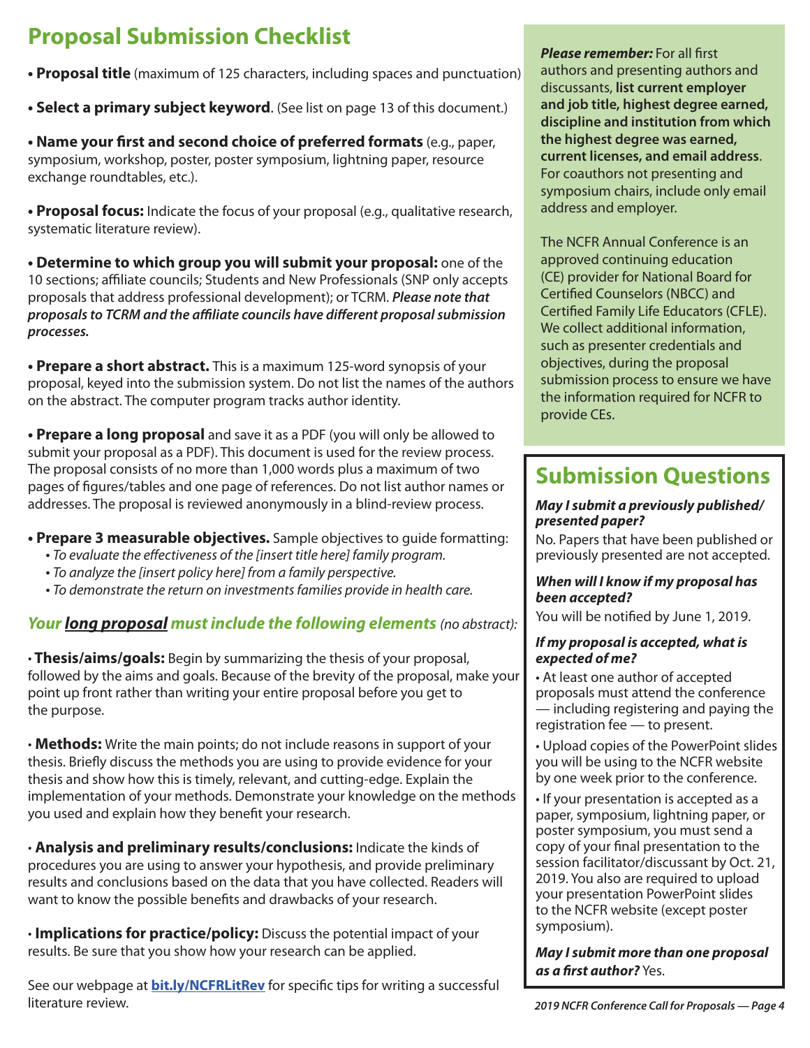## Proposal Submission Checklist

- **Proposal title** (maximum of 125 characters, including spaces and punctuation)
- **Select a primary subject keyword**. (See list on page 13 of this document.)
- **Name your first and second choice of preferred formats** (e.g., paper, symposium, workshop, poster, poster symposium, lightning paper, resource exchange roundtables, etc.).
- **Proposal focus:** Indicate the focus of your proposal (e.g., qualitative research, systematic literature review).
- **Determine to which group you will submit your proposal:** one of the 10 sections; affiliate councils; Students and New Professionals (SNP only accepts proposals that address professional development); or TCRM. ***Please note that proposals to TCRM and the affiliate councils have different proposal submission processes.***
- **Prepare a short abstract.** This is a maximum 125-word synopsis of your proposal, keyed into the submission system. Do not list the names of the authors on the abstract. The computer program tracks author identity.
- **Prepare a long proposal** and save it as a PDF (you will only be allowed to submit your proposal as a PDF). This document is used for the review process. The proposal consists of no more than 1,000 words plus a maximum of two pages of figures/tables and one page of references. Do not list author names or addresses. The proposal is reviewed anonymously in a blind-review process.
- **Prepare 3 measurable objectives.** Sample objectives to guide formatting:
  - *To evaluate the effectiveness of the [insert title here] family program.*
  - *To analyze the [insert policy here] from a family perspective.*
  - *To demonstrate the return on investments families provide in health care.*

### *Your long proposal must include the following elements (no abstract):*

- **Thesis/aims/goals:** Begin by summarizing the thesis of your proposal, followed by the aims and goals. Because of the brevity of the proposal, make your point up front rather than writing your entire proposal before you get to the purpose.
- **Methods:** Write the main points; do not include reasons in support of your thesis. Briefly discuss the methods you are using to provide evidence for your thesis and show how this is timely, relevant, and cutting-edge. Explain the implementation of your methods. Demonstrate your knowledge on the methods you used and explain how they benefit your research.
- **Analysis and preliminary results/conclusions:** Indicate the kinds of procedures you are using to answer your hypothesis, and provide preliminary results and conclusions based on the data that you have collected. Readers will want to know the possible benefits and drawbacks of your research.
- **Implications for practice/policy:** Discuss the potential impact of your results. Be sure that you show how your research can be applied.

See our webpage at **bit.ly/NCFRLitRev** for specific tips for writing a successful literature review.

***Please remember:*** For all first authors and presenting authors and discussants, **list current employer and job title, highest degree earned, discipline and institution from which the highest degree was earned, current licenses, and email address**. For coauthors not presenting and symposium chairs, include only email address and employer.

The NCFR Annual Conference is an approved continuing education (CE) provider for National Board for Certified Counselors (NBCC) and Certified Family Life Educators (CFLE). We collect additional information, such as presenter credentials and objectives, during the proposal submission process to ensure we have the information required for NCFR to provide CEs.

## Submission Questions

***May I submit a previously published/presented paper?***

No. Papers that have been published or previously presented are not accepted.

***When will I know if my proposal has been accepted?***

You will be notified by June 1, 2019.

***If my proposal is accepted, what is expected of me?***

- At least one author of accepted proposals must attend the conference — including registering and paying the registration fee — to present.
- Upload copies of the PowerPoint slides you will be using to the NCFR website by one week prior to the conference.
- If your presentation is accepted as a paper, symposium, lightning paper, or poster symposium, you must send a copy of your final presentation to the session facilitator/discussant by Oct. 21, 2019. You also are required to upload your presentation PowerPoint slides to the NCFR website (except poster symposium).

***May I submit more than one proposal as a first author?*** Yes.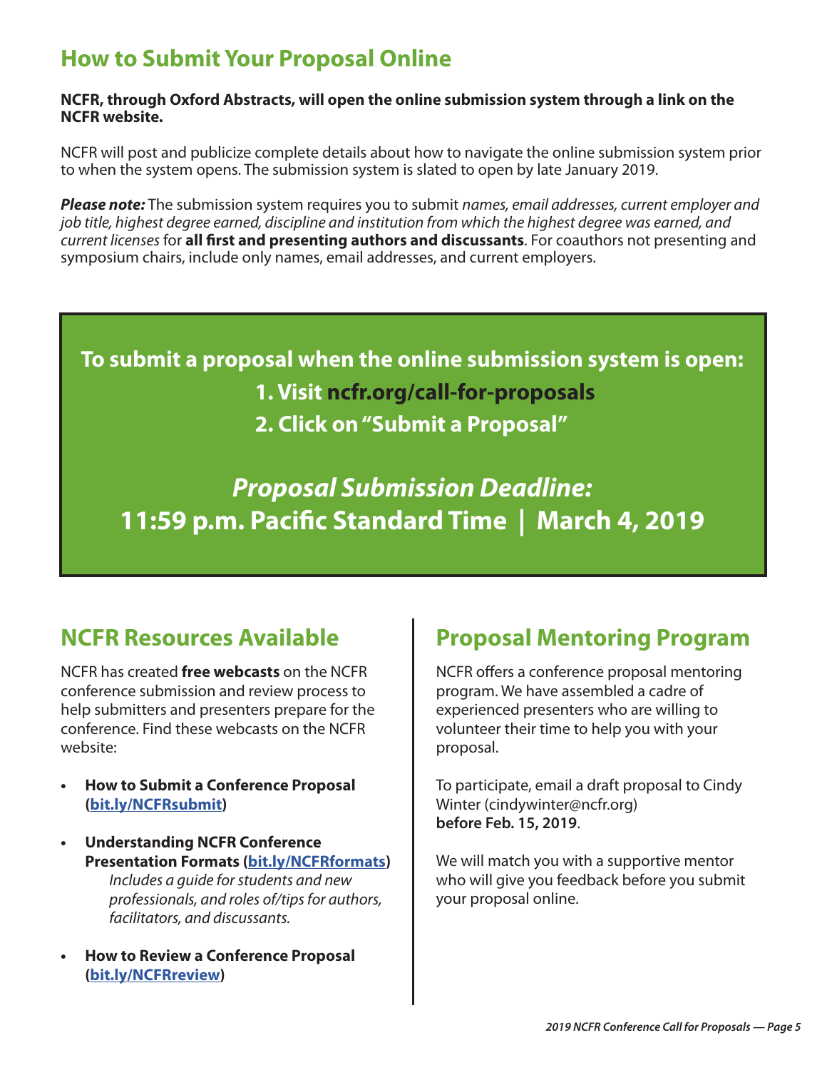## How to Submit Your Proposal Online

**NCFR, through Oxford Abstracts, will open the online submission system through a link on the NCFR website.**

NCFR will post and publicize complete details about how to navigate the online submission system prior to when the system opens. The submission system is slated to open by late January 2019.

***Please note:*** The submission system requires you to submit *names, email addresses, current employer and job title, highest degree earned, discipline and institution from which the highest degree was earned, and current licenses* for **all first and presenting authors and discussants**. For coauthors not presenting and symposium chairs, include only names, email addresses, and current employers.

**To submit a proposal when the online submission system is open:**

**1. Visit ncfr.org/call-for-proposals**

**2. Click on "Submit a Proposal"**

***Proposal Submission Deadline:***

**11:59 p.m. Pacific Standard Time | March 4, 2019**

## NCFR Resources Available

NCFR has created **free webcasts** on the NCFR conference submission and review process to help submitters and presenters prepare for the conference. Find these webcasts on the NCFR website:

- **How to Submit a Conference Proposal (bit.ly/NCFRsubmit)**
- **Understanding NCFR Conference Presentation Formats (bit.ly/NCFRformats)**
  *Includes a guide for students and new professionals, and roles of/tips for authors, facilitators, and discussants.*
- **How to Review a Conference Proposal (bit.ly/NCFRreview)**

## Proposal Mentoring Program

NCFR offers a conference proposal mentoring program. We have assembled a cadre of experienced presenters who are willing to volunteer their time to help you with your proposal.

To participate, email a draft proposal to Cindy Winter (cindywinter@ncfr.org) **before Feb. 15, 2019**.

We will match you with a supportive mentor who will give you feedback before you submit your proposal online.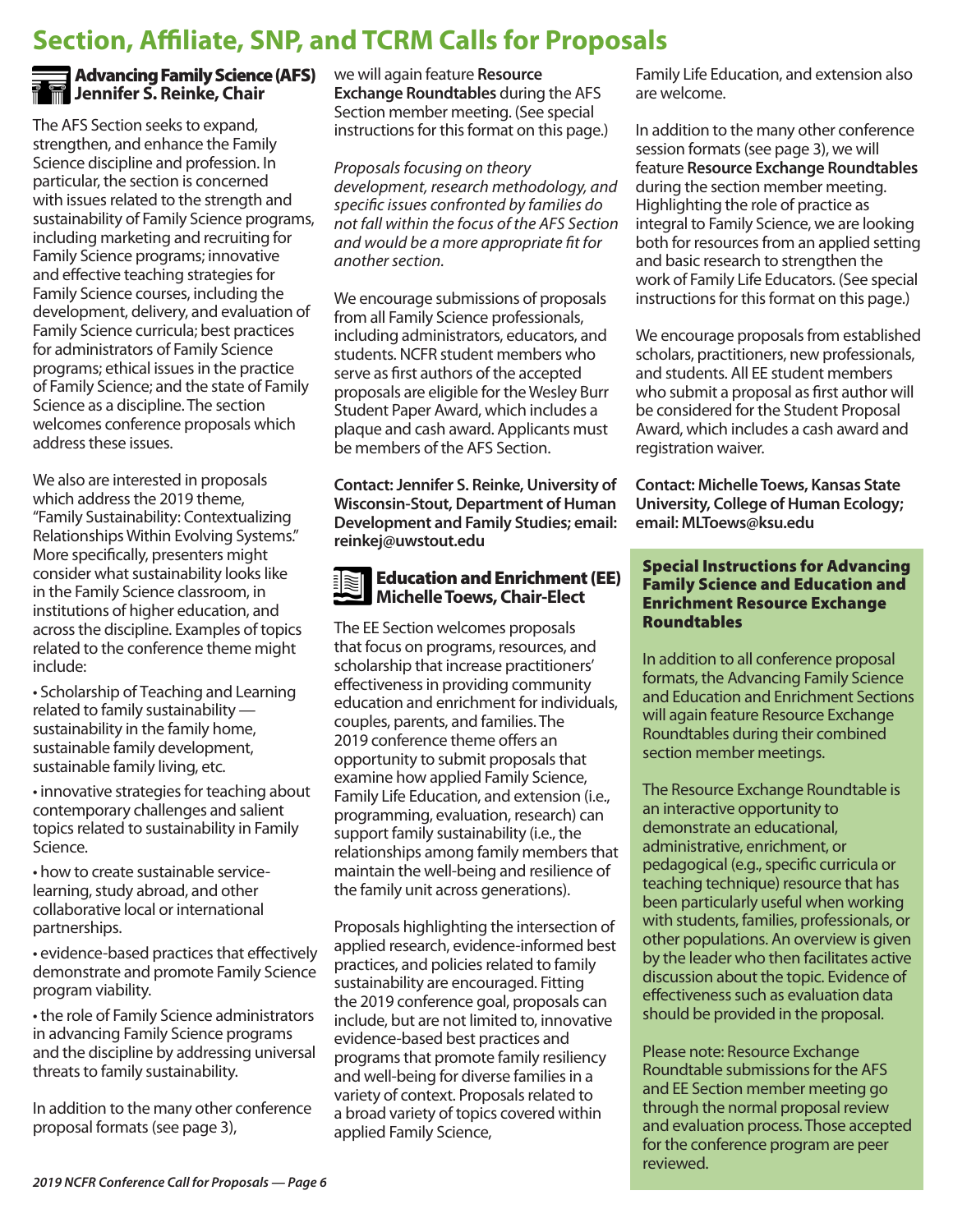# Section, Affiliate, SNP, and TCRM Calls for Proposals

## Advancing Family Science (AFS) Jennifer S. Reinke, Chair

The AFS Section seeks to expand, strengthen, and enhance the Family Science discipline and profession. In particular, the section is concerned with issues related to the strength and sustainability of Family Science programs, including marketing and recruiting for Family Science programs; innovative and effective teaching strategies for Family Science courses, including the development, delivery, and evaluation of Family Science curricula; best practices for administrators of Family Science programs; ethical issues in the practice of Family Science; and the state of Family Science as a discipline. The section welcomes conference proposals which address these issues.

We also are interested in proposals which address the 2019 theme, "Family Sustainability: Contextualizing Relationships Within Evolving Systems." More specifically, presenters might consider what sustainability looks like in the Family Science classroom, in institutions of higher education, and across the discipline. Examples of topics related to the conference theme might include:

- Scholarship of Teaching and Learning related to family sustainability — sustainability in the family home, sustainable family development, sustainable family living, etc.
- innovative strategies for teaching about contemporary challenges and salient topics related to sustainability in Family Science.
- how to create sustainable service-learning, study abroad, and other collaborative local or international partnerships.
- evidence-based practices that effectively demonstrate and promote Family Science program viability.
- the role of Family Science administrators in advancing Family Science programs and the discipline by addressing universal threats to family sustainability.

In addition to the many other conference proposal formats (see page 3), we will again feature **Resource Exchange Roundtables** during the AFS Section member meeting. (See special instructions for this format on this page.)

*Proposals focusing on theory development, research methodology, and specific issues confronted by families do not fall within the focus of the AFS Section and would be a more appropriate fit for another section.*

We encourage submissions of proposals from all Family Science professionals, including administrators, educators, and students. NCFR student members who serve as first authors of the accepted proposals are eligible for the Wesley Burr Student Paper Award, which includes a plaque and cash award. Applicants must be members of the AFS Section.

**Contact: Jennifer S. Reinke, University of Wisconsin-Stout, Department of Human Development and Family Studies; email: reinkej@uwstout.edu**

## Education and Enrichment (EE) Michelle Toews, Chair-Elect

The EE Section welcomes proposals that focus on programs, resources, and scholarship that increase practitioners' effectiveness in providing community education and enrichment for individuals, couples, parents, and families. The 2019 conference theme offers an opportunity to submit proposals that examine how applied Family Science, Family Life Education, and extension (i.e., programming, evaluation, research) can support family sustainability (i.e., the relationships among family members that maintain the well-being and resilience of the family unit across generations).

Proposals highlighting the intersection of applied research, evidence-informed best practices, and policies related to family sustainability are encouraged. Fitting the 2019 conference goal, proposals can include, but are not limited to, innovative evidence-based best practices and programs that promote family resiliency and well-being for diverse families in a variety of context. Proposals related to a broad variety of topics covered within applied Family Science, Family Life Education, and extension also are welcome.

In addition to the many other conference session formats (see page 3), we will feature **Resource Exchange Roundtables** during the section member meeting. Highlighting the role of practice as integral to Family Science, we are looking both for resources from an applied setting and basic research to strengthen the work of Family Life Educators. (See special instructions for this format on this page.)

We encourage proposals from established scholars, practitioners, new professionals, and students. All EE student members who submit a proposal as first author will be considered for the Student Proposal Award, which includes a cash award and registration waiver.

**Contact: Michelle Toews, Kansas State University, College of Human Ecology; email: MLToews@ksu.edu**

### Special Instructions for Advancing Family Science and Education and Enrichment Resource Exchange Roundtables

In addition to all conference proposal formats, the Advancing Family Science and Education and Enrichment Sections will again feature Resource Exchange Roundtables during their combined section member meetings.

The Resource Exchange Roundtable is an interactive opportunity to demonstrate an educational, administrative, enrichment, or pedagogical (e.g., specific curricula or teaching technique) resource that has been particularly useful when working with students, families, professionals, or other populations. An overview is given by the leader who then facilitates active discussion about the topic. Evidence of effectiveness such as evaluation data should be provided in the proposal.

Please note: Resource Exchange Roundtable submissions for the AFS and EE Section member meeting go through the normal proposal review and evaluation process. Those accepted for the conference program are peer reviewed.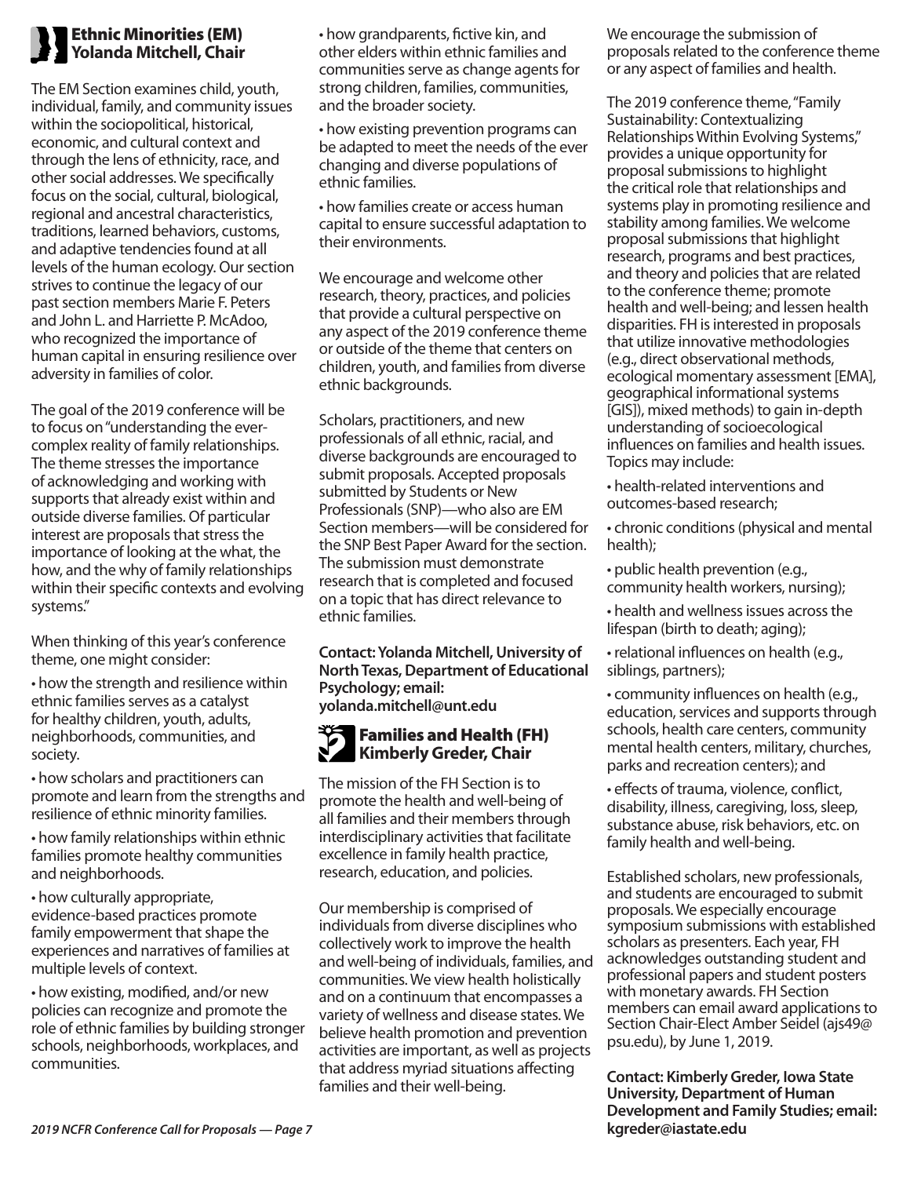## Ethnic Minorities (EM)
## Yolanda Mitchell, Chair

The EM Section examines child, youth, individual, family, and community issues within the sociopolitical, historical, economic, and cultural context and through the lens of ethnicity, race, and other social addresses. We specifically focus on the social, cultural, biological, regional and ancestral characteristics, traditions, learned behaviors, customs, and adaptive tendencies found at all levels of the human ecology. Our section strives to continue the legacy of our past section members Marie F. Peters and John L. and Harriette P. McAdoo, who recognized the importance of human capital in ensuring resilience over adversity in families of color.

The goal of the 2019 conference will be to focus on "understanding the ever-complex reality of family relationships. The theme stresses the importance of acknowledging and working with supports that already exist within and outside diverse families. Of particular interest are proposals that stress the importance of looking at the what, the how, and the why of family relationships within their specific contexts and evolving systems."

When thinking of this year's conference theme, one might consider:

- how the strength and resilience within ethnic families serves as a catalyst for healthy children, youth, adults, neighborhoods, communities, and society.
- how scholars and practitioners can promote and learn from the strengths and resilience of ethnic minority families.
- how family relationships within ethnic families promote healthy communities and neighborhoods.
- how culturally appropriate, evidence-based practices promote family empowerment that shape the experiences and narratives of families at multiple levels of context.
- how existing, modified, and/or new policies can recognize and promote the role of ethnic families by building stronger schools, neighborhoods, workplaces, and communities.
- how grandparents, fictive kin, and other elders within ethnic families and communities serve as change agents for strong children, families, communities, and the broader society.
- how existing prevention programs can be adapted to meet the needs of the ever changing and diverse populations of ethnic families.
- how families create or access human capital to ensure successful adaptation to their environments.

We encourage and welcome other research, theory, practices, and policies that provide a cultural perspective on any aspect of the 2019 conference theme or outside of the theme that centers on children, youth, and families from diverse ethnic backgrounds.

Scholars, practitioners, and new professionals of all ethnic, racial, and diverse backgrounds are encouraged to submit proposals. Accepted proposals submitted by Students or New Professionals (SNP)—who also are EM Section members—will be considered for the SNP Best Paper Award for the section. The submission must demonstrate research that is completed and focused on a topic that has direct relevance to ethnic families.

**Contact: Yolanda Mitchell, University of North Texas, Department of Educational Psychology; email: yolanda.mitchell@unt.edu**

## Families and Health (FH)
## Kimberly Greder, Chair

The mission of the FH Section is to promote the health and well-being of all families and their members through interdisciplinary activities that facilitate excellence in family health practice, research, education, and policies.

Our membership is comprised of individuals from diverse disciplines who collectively work to improve the health and well-being of individuals, families, and communities. We view health holistically and on a continuum that encompasses a variety of wellness and disease states. We believe health promotion and prevention activities are important, as well as projects that address myriad situations affecting families and their well-being.

We encourage the submission of proposals related to the conference theme or any aspect of families and health.

The 2019 conference theme, "Family Sustainability: Contextualizing Relationships Within Evolving Systems," provides a unique opportunity for proposal submissions to highlight the critical role that relationships and systems play in promoting resilience and stability among families. We welcome proposal submissions that highlight research, programs and best practices, and theory and policies that are related to the conference theme; promote health and well-being; and lessen health disparities. FH is interested in proposals that utilize innovative methodologies (e.g., direct observational methods, ecological momentary assessment [EMA], geographical informational systems [GIS]), mixed methods) to gain in-depth understanding of socioecological influences on families and health issues. Topics may include:

- health-related interventions and outcomes-based research;
- chronic conditions (physical and mental health);
- public health prevention (e.g., community health workers, nursing);
- health and wellness issues across the lifespan (birth to death; aging);
- relational influences on health (e.g., siblings, partners);
- community influences on health (e.g., education, services and supports through schools, health care centers, community mental health centers, military, churches, parks and recreation centers); and
- effects of trauma, violence, conflict, disability, illness, caregiving, loss, sleep, substance abuse, risk behaviors, etc. on family health and well-being.

Established scholars, new professionals, and students are encouraged to submit proposals. We especially encourage symposium submissions with established scholars as presenters. Each year, FH acknowledges outstanding student and professional papers and student posters with monetary awards. FH Section members can email award applications to Section Chair-Elect Amber Seidel (ajs49@psu.edu), by June 1, 2019.

**Contact: Kimberly Greder, Iowa State University, Department of Human Development and Family Studies; email: kgreder@iastate.edu**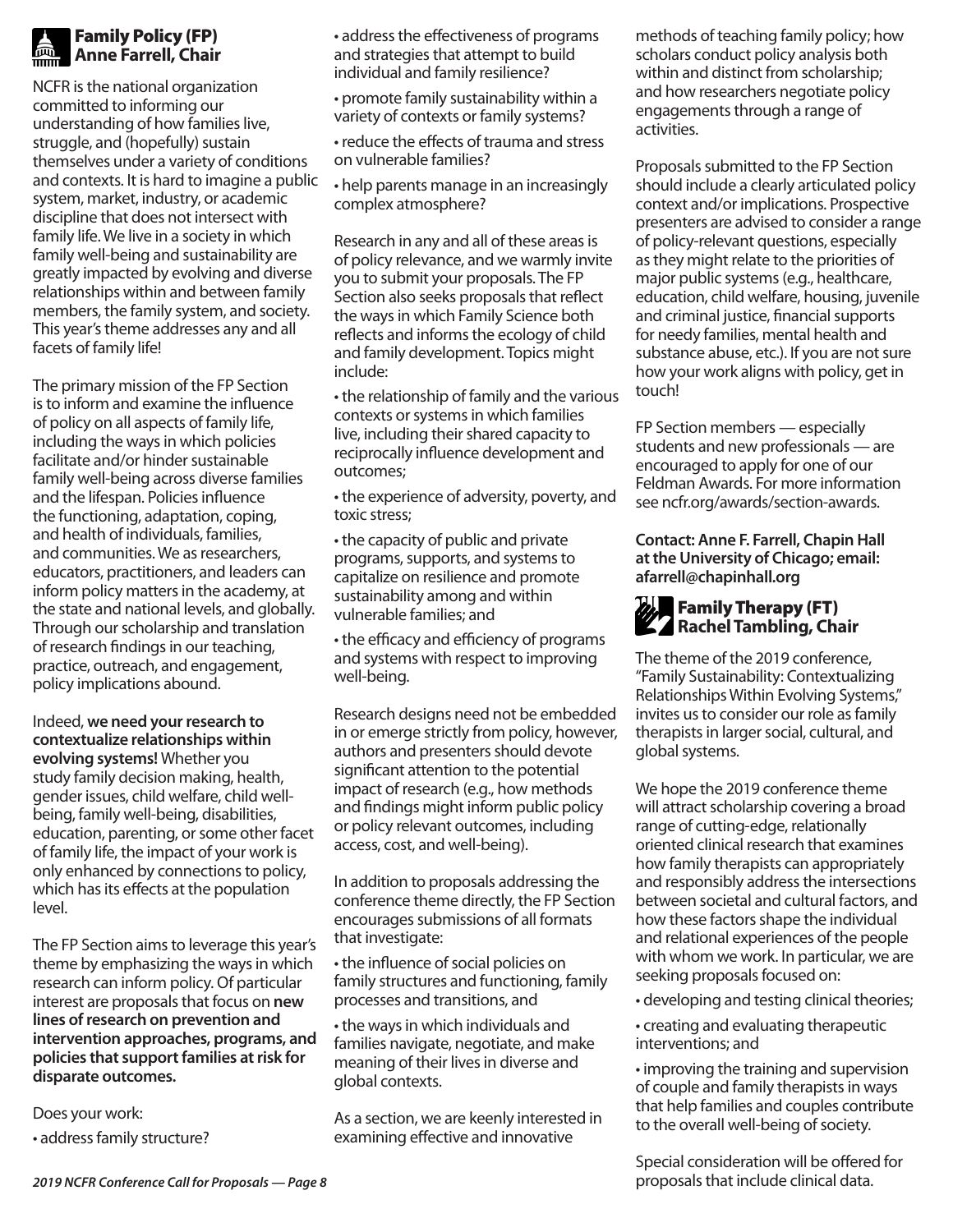## Family Policy (FP)
## Anne Farrell, Chair

NCFR is the national organization committed to informing our understanding of how families live, struggle, and (hopefully) sustain themselves under a variety of conditions and contexts. It is hard to imagine a public system, market, industry, or academic discipline that does not intersect with family life. We live in a society in which family well-being and sustainability are greatly impacted by evolving and diverse relationships within and between family members, the family system, and society. This year's theme addresses any and all facets of family life!

The primary mission of the FP Section is to inform and examine the influence of policy on all aspects of family life, including the ways in which policies facilitate and/or hinder sustainable family well-being across diverse families and the lifespan. Policies influence the functioning, adaptation, coping, and health of individuals, families, and communities. We as researchers, educators, practitioners, and leaders can inform policy matters in the academy, at the state and national levels, and globally. Through our scholarship and translation of research findings in our teaching, practice, outreach, and engagement, policy implications abound.

Indeed, **we need your research to contextualize relationships within evolving systems!** Whether you study family decision making, health, gender issues, child welfare, child well-being, family well-being, disabilities, education, parenting, or some other facet of family life, the impact of your work is only enhanced by connections to policy, which has its effects at the population level.

The FP Section aims to leverage this year's theme by emphasizing the ways in which research can inform policy. Of particular interest are proposals that focus on **new lines of research on prevention and intervention approaches, programs, and policies that support families at risk for disparate outcomes.**

Does your work:

- address family structure?
- address the effectiveness of programs and strategies that attempt to build individual and family resilience?
- promote family sustainability within a variety of contexts or family systems?
- reduce the effects of trauma and stress on vulnerable families?
- help parents manage in an increasingly complex atmosphere?

Research in any and all of these areas is of policy relevance, and we warmly invite you to submit your proposals. The FP Section also seeks proposals that reflect the ways in which Family Science both reflects and informs the ecology of child and family development. Topics might include:

- the relationship of family and the various contexts or systems in which families live, including their shared capacity to reciprocally influence development and outcomes;
- the experience of adversity, poverty, and toxic stress;
- the capacity of public and private programs, supports, and systems to capitalize on resilience and promote sustainability among and within vulnerable families; and
- the efficacy and efficiency of programs and systems with respect to improving well-being.

Research designs need not be embedded in or emerge strictly from policy, however, authors and presenters should devote significant attention to the potential impact of research (e.g., how methods and findings might inform public policy or policy relevant outcomes, including access, cost, and well-being).

In addition to proposals addressing the conference theme directly, the FP Section encourages submissions of all formats that investigate:

- the influence of social policies on family structures and functioning, family processes and transitions, and
- the ways in which individuals and families navigate, negotiate, and make meaning of their lives in diverse and global contexts.

As a section, we are keenly interested in examining effective and innovative methods of teaching family policy; how scholars conduct policy analysis both within and distinct from scholarship; and how researchers negotiate policy engagements through a range of activities.

Proposals submitted to the FP Section should include a clearly articulated policy context and/or implications. Prospective presenters are advised to consider a range of policy-relevant questions, especially as they might relate to the priorities of major public systems (e.g., healthcare, education, child welfare, housing, juvenile and criminal justice, financial supports for needy families, mental health and substance abuse, etc.). If you are not sure how your work aligns with policy, get in touch!

FP Section members — especially students and new professionals — are encouraged to apply for one of our Feldman Awards. For more information see ncfr.org/awards/section-awards.

**Contact: Anne F. Farrell, Chapin Hall at the University of Chicago; email: afarrell@chapinhall.org**

## Family Therapy (FT)
## Rachel Tambling, Chair

The theme of the 2019 conference, "Family Sustainability: Contextualizing Relationships Within Evolving Systems," invites us to consider our role as family therapists in larger social, cultural, and global systems.

We hope the 2019 conference theme will attract scholarship covering a broad range of cutting-edge, relationally oriented clinical research that examines how family therapists can appropriately and responsibly address the intersections between societal and cultural factors, and how these factors shape the individual and relational experiences of the people with whom we work. In particular, we are seeking proposals focused on:

- developing and testing clinical theories;
- creating and evaluating therapeutic interventions; and
- improving the training and supervision of couple and family therapists in ways that help families and couples contribute to the overall well-being of society.

Special consideration will be offered for proposals that include clinical data.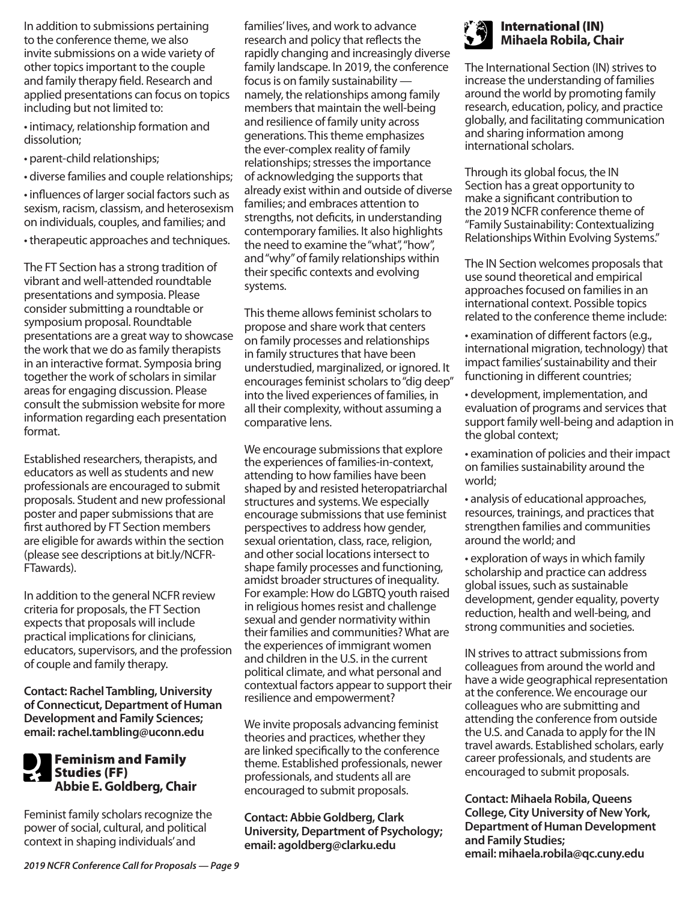In addition to submissions pertaining to the conference theme, we also invite submissions on a wide variety of other topics important to the couple and family therapy field. Research and applied presentations can focus on topics including but not limited to:

- intimacy, relationship formation and dissolution;
- parent-child relationships;
- diverse families and couple relationships;
- influences of larger social factors such as sexism, racism, classism, and heterosexism on individuals, couples, and families; and
- therapeutic approaches and techniques.

The FT Section has a strong tradition of vibrant and well-attended roundtable presentations and symposia. Please consider submitting a roundtable or symposium proposal. Roundtable presentations are a great way to showcase the work that we do as family therapists in an interactive format. Symposia bring together the work of scholars in similar areas for engaging discussion. Please consult the submission website for more information regarding each presentation format.

Established researchers, therapists, and educators as well as students and new professionals are encouraged to submit proposals. Student and new professional poster and paper submissions that are first authored by FT Section members are eligible for awards within the section (please see descriptions at bit.ly/NCFR-FTawards).

In addition to the general NCFR review criteria for proposals, the FT Section expects that proposals will include practical implications for clinicians, educators, supervisors, and the profession of couple and family therapy.

**Contact: Rachel Tambling, University of Connecticut, Department of Human Development and Family Sciences; email: rachel.tambling@uconn.edu**

## Feminism and Family Studies (FF)
## Abbie E. Goldberg, Chair

Feminist family scholars recognize the power of social, cultural, and political context in shaping individuals' and families' lives, and work to advance research and policy that reflects the rapidly changing and increasingly diverse family landscape. In 2019, the conference focus is on family sustainability — namely, the relationships among family members that maintain the well-being and resilience of family unity across generations. This theme emphasizes the ever-complex reality of family relationships; stresses the importance of acknowledging the supports that already exist within and outside of diverse families; and embraces attention to strengths, not deficits, in understanding contemporary families. It also highlights the need to examine the "what", "how", and "why" of family relationships within their specific contexts and evolving systems.

This theme allows feminist scholars to propose and share work that centers on family processes and relationships in family structures that have been understudied, marginalized, or ignored. It encourages feminist scholars to "dig deep" into the lived experiences of families, in all their complexity, without assuming a comparative lens.

We encourage submissions that explore the experiences of families-in-context, attending to how families have been shaped by and resisted heteropatriarchal structures and systems. We especially encourage submissions that use feminist perspectives to address how gender, sexual orientation, class, race, religion, and other social locations intersect to shape family processes and functioning, amidst broader structures of inequality. For example: How do LGBTQ youth raised in religious homes resist and challenge sexual and gender normativity within their families and communities? What are the experiences of immigrant women and children in the U.S. in the current political climate, and what personal and contextual factors appear to support their resilience and empowerment?

We invite proposals advancing feminist theories and practices, whether they are linked specifically to the conference theme. Established professionals, newer professionals, and students all are encouraged to submit proposals.

**Contact: Abbie Goldberg, Clark University, Department of Psychology; email: agoldberg@clarku.edu**

## International (IN)
## Mihaela Robila, Chair

The International Section (IN) strives to increase the understanding of families around the world by promoting family research, education, policy, and practice globally, and facilitating communication and sharing information among international scholars.

Through its global focus, the IN Section has a great opportunity to make a significant contribution to the 2019 NCFR conference theme of "Family Sustainability: Contextualizing Relationships Within Evolving Systems."

The IN Section welcomes proposals that use sound theoretical and empirical approaches focused on families in an international context. Possible topics related to the conference theme include:

- examination of different factors (e.g., international migration, technology) that impact families' sustainability and their functioning in different countries;
- development, implementation, and evaluation of programs and services that support family well-being and adaption in the global context;
- examination of policies and their impact on families sustainability around the world;
- analysis of educational approaches, resources, trainings, and practices that strengthen families and communities around the world; and
- exploration of ways in which family scholarship and practice can address global issues, such as sustainable development, gender equality, poverty reduction, health and well-being, and strong communities and societies.

IN strives to attract submissions from colleagues from around the world and have a wide geographical representation at the conference. We encourage our colleagues who are submitting and attending the conference from outside the U.S. and Canada to apply for the IN travel awards. Established scholars, early career professionals, and students are encouraged to submit proposals.

**Contact: Mihaela Robila, Queens College, City University of New York, Department of Human Development and Family Studies; email: mihaela.robila@qc.cuny.edu**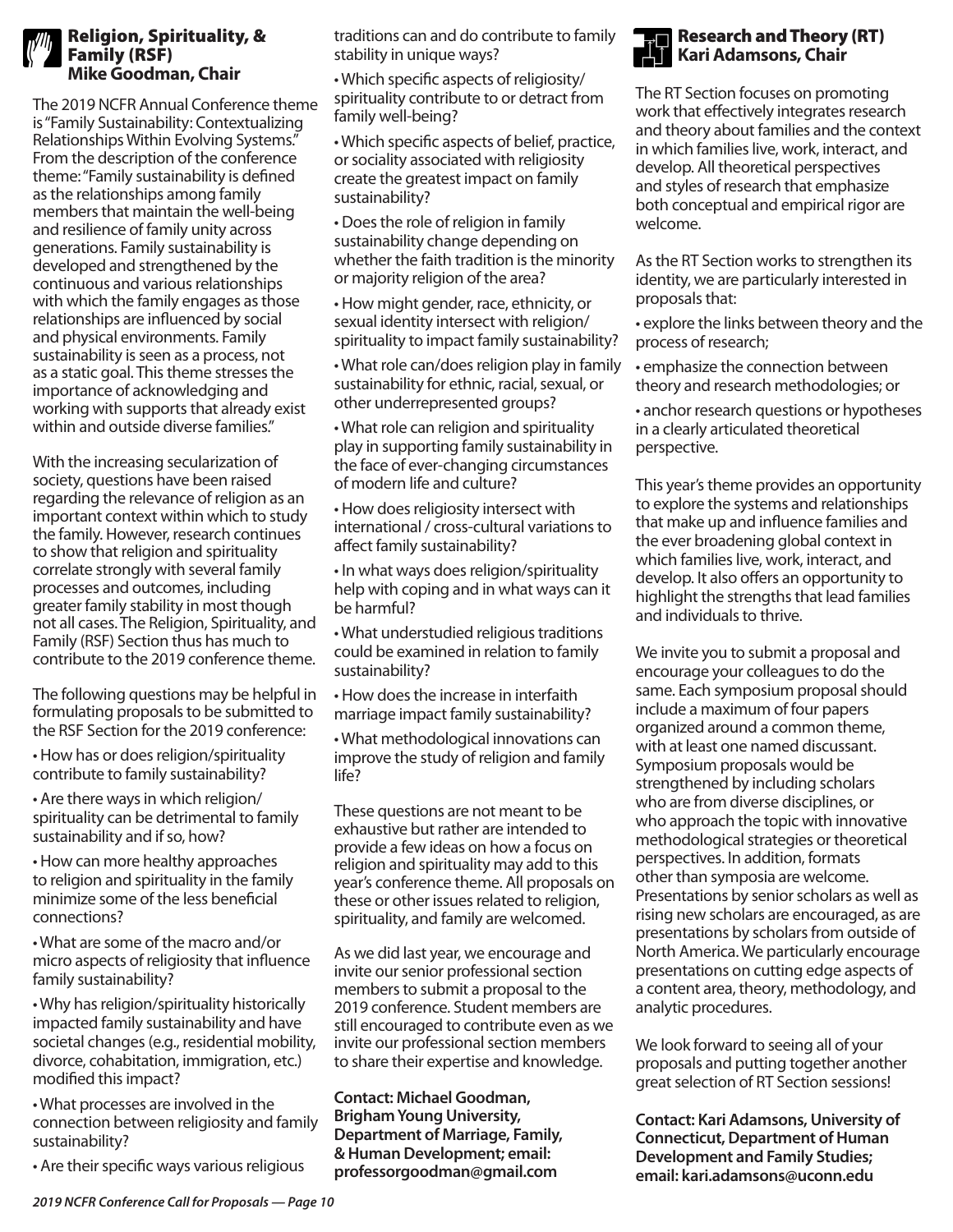## Religion, Spirituality, & Family (RSF)

**Mike Goodman, Chair**

The 2019 NCFR Annual Conference theme is "Family Sustainability: Contextualizing Relationships Within Evolving Systems." From the description of the conference theme: "Family sustainability is defined as the relationships among family members that maintain the well-being and resilience of family unity across generations. Family sustainability is developed and strengthened by the continuous and various relationships with which the family engages as those relationships are influenced by social and physical environments. Family sustainability is seen as a process, not as a static goal. This theme stresses the importance of acknowledging and working with supports that already exist within and outside diverse families."

With the increasing secularization of society, questions have been raised regarding the relevance of religion as an important context within which to study the family. However, research continues to show that religion and spirituality correlate strongly with several family processes and outcomes, including greater family stability in most though not all cases. The Religion, Spirituality, and Family (RSF) Section thus has much to contribute to the 2019 conference theme.

The following questions may be helpful in formulating proposals to be submitted to the RSF Section for the 2019 conference:

- How has or does religion/spirituality contribute to family sustainability?
- Are there ways in which religion/spirituality can be detrimental to family sustainability and if so, how?
- How can more healthy approaches to religion and spirituality in the family minimize some of the less beneficial connections?
- What are some of the macro and/or micro aspects of religiosity that influence family sustainability?
- Why has religion/spirituality historically impacted family sustainability and have societal changes (e.g., residential mobility, divorce, cohabitation, immigration, etc.) modified this impact?
- What processes are involved in the connection between religiosity and family sustainability?
- Are their specific ways various religious traditions can and do contribute to family stability in unique ways?
- Which specific aspects of religiosity/spirituality contribute to or detract from family well-being?
- Which specific aspects of belief, practice, or sociality associated with religiosity create the greatest impact on family sustainability?
- Does the role of religion in family sustainability change depending on whether the faith tradition is the minority or majority religion of the area?
- How might gender, race, ethnicity, or sexual identity intersect with religion/spirituality to impact family sustainability?
- What role can/does religion play in family sustainability for ethnic, racial, sexual, or other underrepresented groups?
- What role can religion and spirituality play in supporting family sustainability in the face of ever-changing circumstances of modern life and culture?
- How does religiosity intersect with international / cross-cultural variations to affect family sustainability?
- In what ways does religion/spirituality help with coping and in what ways can it be harmful?
- What understudied religious traditions could be examined in relation to family sustainability?
- How does the increase in interfaith marriage impact family sustainability?
- What methodological innovations can improve the study of religion and family life?

These questions are not meant to be exhaustive but rather are intended to provide a few ideas on how a focus on religion and spirituality may add to this year's conference theme. All proposals on these or other issues related to religion, spirituality, and family are welcomed.

As we did last year, we encourage and invite our senior professional section members to submit a proposal to the 2019 conference. Student members are still encouraged to contribute even as we invite our professional section members to share their expertise and knowledge.

**Contact: Michael Goodman, Brigham Young University, Department of Marriage, Family, & Human Development; email: professorgoodman@gmail.com**

## Research and Theory (RT)

**Kari Adamsons, Chair**

The RT Section focuses on promoting work that effectively integrates research and theory about families and the context in which families live, work, interact, and develop. All theoretical perspectives and styles of research that emphasize both conceptual and empirical rigor are welcome.

As the RT Section works to strengthen its identity, we are particularly interested in proposals that:

- explore the links between theory and the process of research;
- emphasize the connection between theory and research methodologies; or
- anchor research questions or hypotheses in a clearly articulated theoretical perspective.

This year's theme provides an opportunity to explore the systems and relationships that make up and influence families and the ever broadening global context in which families live, work, interact, and develop. It also offers an opportunity to highlight the strengths that lead families and individuals to thrive.

We invite you to submit a proposal and encourage your colleagues to do the same. Each symposium proposal should include a maximum of four papers organized around a common theme, with at least one named discussant. Symposium proposals would be strengthened by including scholars who are from diverse disciplines, or who approach the topic with innovative methodological strategies or theoretical perspectives. In addition, formats other than symposia are welcome. Presentations by senior scholars as well as rising new scholars are encouraged, as are presentations by scholars from outside of North America. We particularly encourage presentations on cutting edge aspects of a content area, theory, methodology, and analytic procedures.

We look forward to seeing all of your proposals and putting together another great selection of RT Section sessions!

**Contact: Kari Adamsons, University of Connecticut, Department of Human Development and Family Studies; email: kari.adamsons@uconn.edu**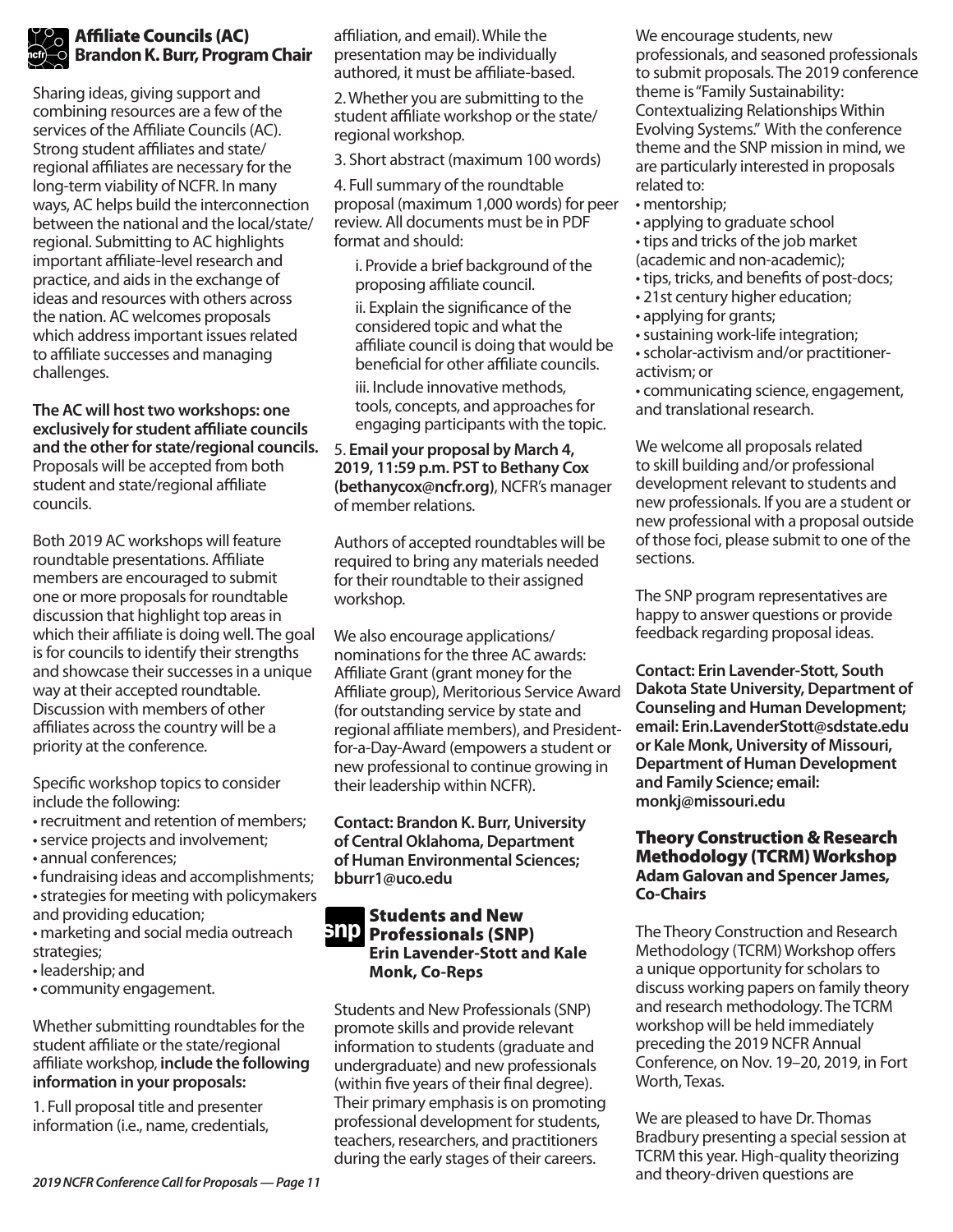## Affiliate Councils (AC)
### Brandon K. Burr, Program Chair

Sharing ideas, giving support and combining resources are a few of the services of the Affiliate Councils (AC). Strong student affiliates and state/regional affiliates are necessary for the long-term viability of NCFR. In many ways, AC helps build the interconnection between the national and the local/state/regional. Submitting to AC highlights important affiliate-level research and practice, and aids in the exchange of ideas and resources with others across the nation. AC welcomes proposals which address important issues related to affiliate successes and managing challenges.

**The AC will host two workshops: one exclusively for student affiliate councils and the other for state/regional councils.** Proposals will be accepted from both student and state/regional affiliate councils.

Both 2019 AC workshops will feature roundtable presentations. Affiliate members are encouraged to submit one or more proposals for roundtable discussion that highlight top areas in which their affiliate is doing well. The goal is for councils to identify their strengths and showcase their successes in a unique way at their accepted roundtable. Discussion with members of other affiliates across the country will be a priority at the conference.

Specific workshop topics to consider include the following:

- recruitment and retention of members;
- service projects and involvement;
- annual conferences;
- fundraising ideas and accomplishments;
- strategies for meeting with policymakers and providing education;
- marketing and social media outreach strategies;
- leadership; and
- community engagement.

Whether submitting roundtables for the student affiliate or the state/regional affiliate workshop, **include the following information in your proposals:**

1. Full proposal title and presenter information (i.e., name, credentials, affiliation, and email). While the presentation may be individually authored, it must be affiliate-based.
2. Whether you are submitting to the student affiliate workshop or the state/regional workshop.
3. Short abstract (maximum 100 words)
4. Full summary of the roundtable proposal (maximum 1,000 words) for peer review. All documents must be in PDF format and should:
   i. Provide a brief background of the proposing affiliate council.
   ii. Explain the significance of the considered topic and what the affiliate council is doing that would be beneficial for other affiliate councils.
   iii. Include innovative methods, tools, concepts, and approaches for engaging participants with the topic.
5. **Email your proposal by March 4, 2019, 11:59 p.m. PST to Bethany Cox (bethanycox@ncfr.org)**, NCFR's manager of member relations.

Authors of accepted roundtables will be required to bring any materials needed for their roundtable to their assigned workshop.

We also encourage applications/nominations for the three AC awards: Affiliate Grant (grant money for the Affiliate group), Meritorious Service Award (for outstanding service by state and regional affiliate members), and President-for-a-Day-Award (empowers a student or new professional to continue growing in their leadership within NCFR).

**Contact: Brandon K. Burr, University of Central Oklahoma, Department of Human Environmental Sciences; bburr1@uco.edu**

## Students and New Professionals (SNP)
### Erin Lavender-Stott and Kale Monk, Co-Reps

Students and New Professionals (SNP) promote skills and provide relevant information to students (graduate and undergraduate) and new professionals (within five years of their final degree). Their primary emphasis is on promoting professional development for students, teachers, researchers, and practitioners during the early stages of their careers.

We encourage students, new professionals, and seasoned professionals to submit proposals. The 2019 conference theme is "Family Sustainability: Contextualizing Relationships Within Evolving Systems." With the conference theme and the SNP mission in mind, we are particularly interested in proposals related to:

- mentorship;
- applying to graduate school
- tips and tricks of the job market (academic and non-academic);
- tips, tricks, and benefits of post-docs;
- 21st century higher education;
- applying for grants;
- sustaining work-life integration;
- scholar-activism and/or practitioner-activism; or
- communicating science, engagement, and translational research.

We welcome all proposals related to skill building and/or professional development relevant to students and new professionals. If you are a student or new professional with a proposal outside of those foci, please submit to one of the sections.

The SNP program representatives are happy to answer questions or provide feedback regarding proposal ideas.

**Contact: Erin Lavender-Stott, South Dakota State University, Department of Counseling and Human Development; email: Erin.LavenderStott@sdstate.edu or Kale Monk, University of Missouri, Department of Human Development and Family Science; email: monkj@missouri.edu**

## Theory Construction & Research Methodology (TCRM) Workshop
### Adam Galovan and Spencer James, Co-Chairs

The Theory Construction and Research Methodology (TCRM) Workshop offers a unique opportunity for scholars to discuss working papers on family theory and research methodology. The TCRM workshop will be held immediately preceding the 2019 NCFR Annual Conference, on Nov. 19–20, 2019, in Fort Worth, Texas.

We are pleased to have Dr. Thomas Bradbury presenting a special session at TCRM this year. High-quality theorizing and theory-driven questions are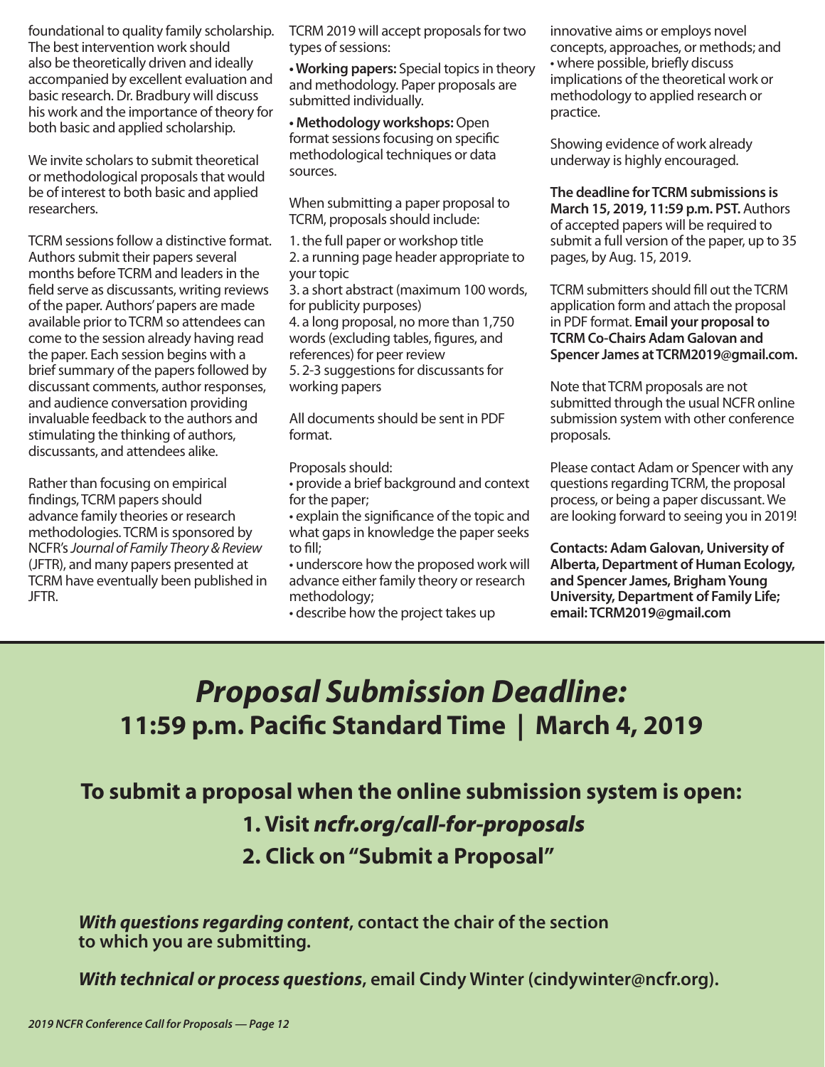foundational to quality family scholarship. The best intervention work should also be theoretically driven and ideally accompanied by excellent evaluation and basic research. Dr. Bradbury will discuss his work and the importance of theory for both basic and applied scholarship.

We invite scholars to submit theoretical or methodological proposals that would be of interest to both basic and applied researchers.

TCRM sessions follow a distinctive format. Authors submit their papers several months before TCRM and leaders in the field serve as discussants, writing reviews of the paper. Authors' papers are made available prior to TCRM so attendees can come to the session already having read the paper. Each session begins with a brief summary of the papers followed by discussant comments, author responses, and audience conversation providing invaluable feedback to the authors and stimulating the thinking of authors, discussants, and attendees alike.

Rather than focusing on empirical findings, TCRM papers should advance family theories or research methodologies. TCRM is sponsored by NCFR's *Journal of Family Theory & Review* (JFTR), and many papers presented at TCRM have eventually been published in JFTR.

TCRM 2019 will accept proposals for two types of sessions:

- **Working papers:** Special topics in theory and methodology. Paper proposals are submitted individually.
- **Methodology workshops:** Open format sessions focusing on specific methodological techniques or data sources.

When submitting a paper proposal to TCRM, proposals should include:

1. the full paper or workshop title
2. a running page header appropriate to your topic
3. a short abstract (maximum 100 words, for publicity purposes)
4. a long proposal, no more than 1,750 words (excluding tables, figures, and references) for peer review
5. 2-3 suggestions for discussants for working papers

All documents should be sent in PDF format.

Proposals should:

- provide a brief background and context for the paper;
- explain the significance of the topic and what gaps in knowledge the paper seeks to fill;
- underscore how the proposed work will advance either family theory or research methodology;
- describe how the project takes up innovative aims or employs novel concepts, approaches, or methods; and
- where possible, briefly discuss implications of the theoretical work or methodology to applied research or practice.

Showing evidence of work already underway is highly encouraged.

**The deadline for TCRM submissions is March 15, 2019, 11:59 p.m. PST.** Authors of accepted papers will be required to submit a full version of the paper, up to 35 pages, by Aug. 15, 2019.

TCRM submitters should fill out the TCRM application form and attach the proposal in PDF format. **Email your proposal to TCRM Co-Chairs Adam Galovan and Spencer James at TCRM2019@gmail.com.**

Note that TCRM proposals are not submitted through the usual NCFR online submission system with other conference proposals.

Please contact Adam or Spencer with any questions regarding TCRM, the proposal process, or being a paper discussant. We are looking forward to seeing you in 2019!

**Contacts: Adam Galovan, University of Alberta, Department of Human Ecology, and Spencer James, Brigham Young University, Department of Family Life; email: TCRM2019@gmail.com**

# *Proposal Submission Deadline:*
## 11:59 p.m. Pacific Standard Time | March 4, 2019

### To submit a proposal when the online submission system is open:

**1. Visit *ncfr.org/call-for-proposals***

**2. Click on "Submit a Proposal"**

***With questions regarding content*, contact the chair of the section to which you are submitting.**

***With technical or process questions*, email Cindy Winter (cindywinter@ncfr.org).**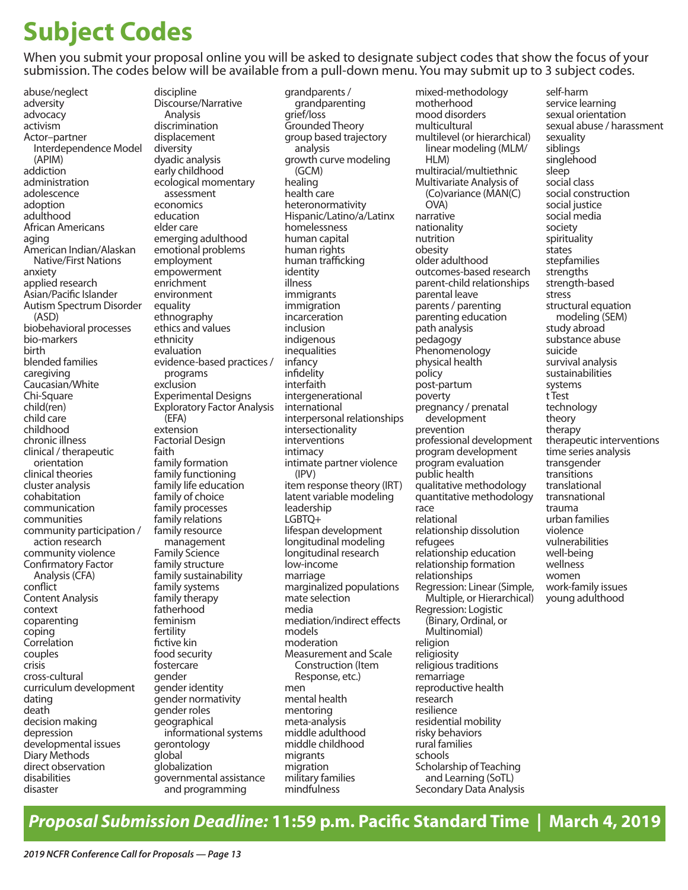# Subject Codes

When you submit your proposal online you will be asked to designate subject codes that show the focus of your submission. The codes below will be available from a pull-down menu. You may submit up to 3 subject codes.

abuse/neglect
adversity
advocacy
activism
Actor–partner Interdependence Model (APIM)
addiction
administration
adolescence
adoption
adulthood
African Americans
aging
American Indian/Alaskan Native/First Nations
anxiety
applied research
Asian/Pacific Islander
Autism Spectrum Disorder (ASD)
biobehavioral processes
bio-markers
birth
blended families
caregiving
Caucasian/White
Chi-Square
child(ren)
child care
childhood
chronic illness
clinical / therapeutic orientation
clinical theories
cluster analysis
cohabitation
communication
communities
community participation / action research
community violence
Confirmatory Factor Analysis (CFA)
conflict
Content Analysis
context
coparenting
coping
Correlation
couples
crisis
cross-cultural
curriculum development
dating
death
decision making
depression
developmental issues
Diary Methods
direct observation
disabilities
disaster
discipline
Discourse/Narrative Analysis
discrimination
displacement
diversity
dyadic analysis
early childhood
ecological momentary assessment
economics
education
elder care
emerging adulthood
emotional problems
employment
empowerment
enrichment
environment
equality
ethnography
ethics and values
ethnicity
evaluation
evidence-based practices / programs
exclusion
Experimental Designs
Exploratory Factor Analysis (EFA)
extension
Factorial Design
faith
family formation
family functioning
family life education
family of choice
family processes
family relations
family resource management
Family Science
family structure
family sustainability
family systems
family therapy
fatherhood
feminism
fertility
fictive kin
food security
fostercare
gender
gender identity
gender normativity
gender roles
geographical informational systems
gerontology
global
globalization
governmental assistance and programming
grandparents / grandparenting
grief/loss
Grounded Theory
group based trajectory analysis
growth curve modeling (GCM)
healing
health care
heteronormativity
Hispanic/Latino/a/Latinx
homelessness
human capital
human rights
human trafficking
identity
illness
immigrants
immigration
incarceration
inclusion
indigenous
inequalities
infancy
infidelity
interfaith
intergenerational
international
interpersonal relationships
intersectionality
interventions
intimacy
intimate partner violence (IPV)
item response theory (IRT)
latent variable modeling
leadership
LGBTQ+
lifespan development
longitudinal modeling
longitudinal research
low-income
marriage
marginalized populations
mate selection
media
mediation/indirect effects models
moderation
Measurement and Scale Construction (Item Response, etc.)
men
mental health
mentoring
meta-analysis
middle adulthood
middle childhood
migrants
migration
military families
mindfulness
mixed-methodology
motherhood
mood disorders
multicultural
multilevel (or hierarchical) linear modeling (MLM/HLM)
multiracial/multiethnic
Multivariate Analysis of (Co)variance (MAN(C)OVA)
narrative
nationality
nutrition
obesity
older adulthood
outcomes-based research
parent-child relationships
parental leave
parents / parenting
parenting education
path analysis
pedagogy
Phenomenology
physical health
policy
post-partum
poverty
pregnancy / prenatal development
prevention
professional development
program development
program evaluation
public health
qualitative methodology
quantitative methodology
race
relational
relationship dissolution
refugees
relationship education
relationship formation
relationships
Regression: Linear (Simple, Multiple, or Hierarchical)
Regression: Logistic (Binary, Ordinal, or Multinomial)
religion
religiosity
religious traditions
remarriage
reproductive health
research
resilience
residential mobility
risky behaviors
rural families
schools
Scholarship of Teaching and Learning (SoTL)
Secondary Data Analysis
self-harm
service learning
sexual orientation
sexual abuse / harassment
sexuality
siblings
singlehood
sleep
social class
social construction
social justice
social media
society
spirituality
states
stepfamilies
strengths
strength-based
stress
structural equation modeling (SEM)
study abroad
substance abuse
suicide
survival analysis
sustainabilities
systems
t Test
technology
theory
therapy
therapeutic interventions
time series analysis
transgender
transitions
translational
transnational
trauma
urban families
violence
vulnerabilities
well-being
wellness
women
work-family issues
young adulthood

***Proposal Submission Deadline:* 11:59 p.m. Pacific Standard Time | March 4, 2019**